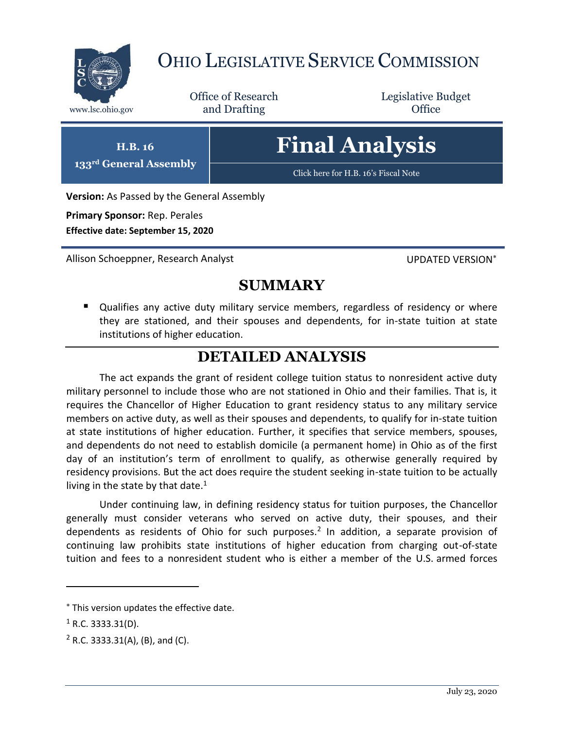# OHIO LEGISLATIVE SERVICE COMMISSION

www.lsc.ohio.gov

Office of Research and Drafting

Legislative Budget Office

**H.B. 16**
**133rd General Assembly**

# Final Analysis

Click here for H.B. 16's Fiscal Note

**Version:** As Passed by the General Assembly

**Primary Sponsor:** Rep. Perales

**Effective date: September 15, 2020**

Allison Schoeppner, Research Analyst

UPDATED VERSION*

## SUMMARY

- Qualifies any active duty military service members, regardless of residency or where they are stationed, and their spouses and dependents, for in-state tuition at state institutions of higher education.

## DETAILED ANALYSIS

The act expands the grant of resident college tuition status to nonresident active duty military personnel to include those who are not stationed in Ohio and their families. That is, it requires the Chancellor of Higher Education to grant residency status to any military service members on active duty, as well as their spouses and dependents, to qualify for in-state tuition at state institutions of higher education. Further, it specifies that service members, spouses, and dependents do not need to establish domicile (a permanent home) in Ohio as of the first day of an institution's term of enrollment to qualify, as otherwise generally required by residency provisions. But the act does require the student seeking in-state tuition to be actually living in the state by that date.[1]

Under continuing law, in defining residency status for tuition purposes, the Chancellor generally must consider veterans who served on active duty, their spouses, and their dependents as residents of Ohio for such purposes.[2] In addition, a separate provision of continuing law prohibits state institutions of higher education from charging out-of-state tuition and fees to a nonresident student who is either a member of the U.S. armed forces

---

* This version updates the effective date.

[1] R.C. 3333.31(D).

[2] R.C. 3333.31(A), (B), and (C).

July 23, 2020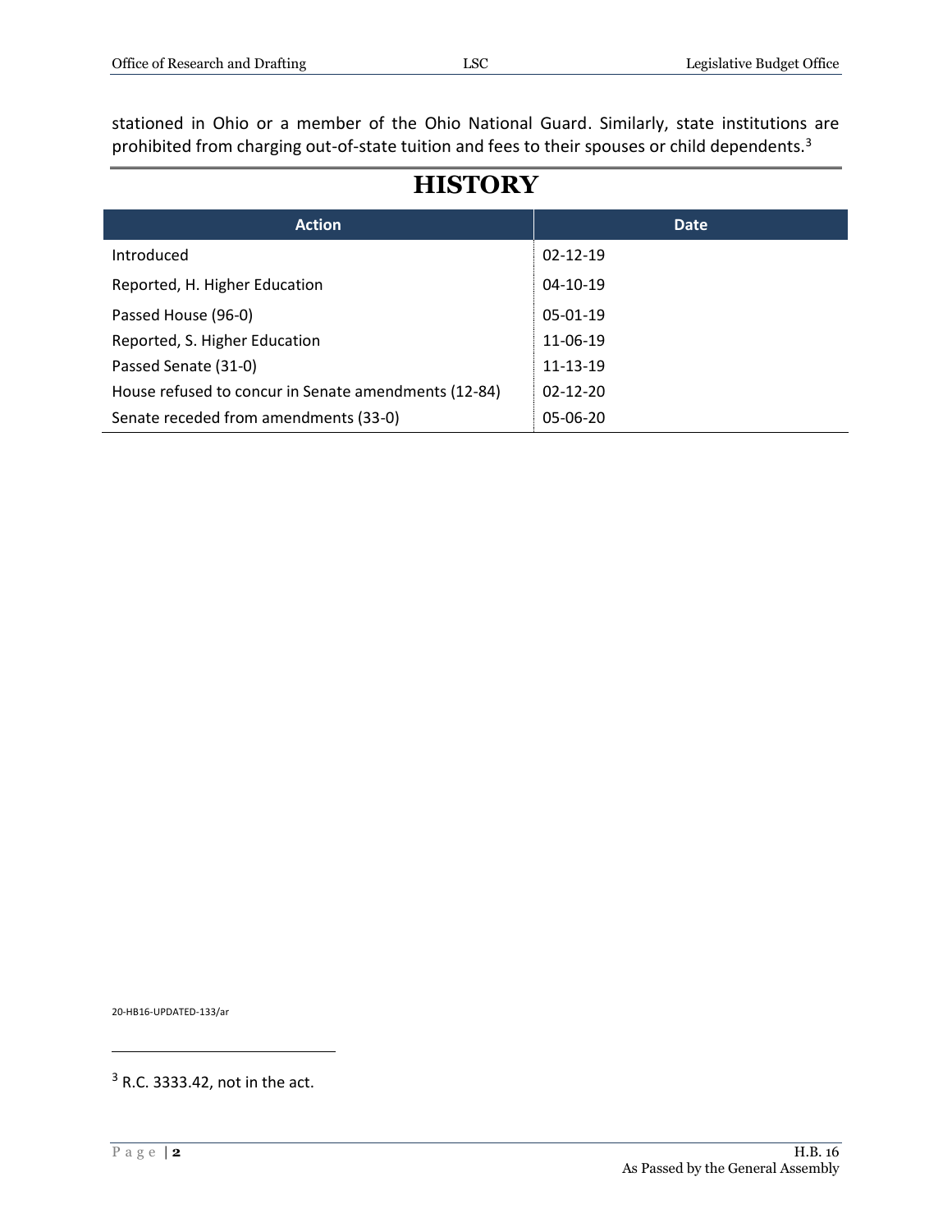stationed in Ohio or a member of the Ohio National Guard. Similarly, state institutions are prohibited from charging out-of-state tuition and fees to their spouses or child dependents.[3]

# HISTORY

| Action | Date |
| --- | --- |
| Introduced | 02-12-19 |
| Reported, H. Higher Education | 04-10-19 |
| Passed House (96-0) | 05-01-19 |
| Reported, S. Higher Education | 11-06-19 |
| Passed Senate (31-0) | 11-13-19 |
| House refused to concur in Senate amendments (12-84) | 02-12-20 |
| Senate receded from amendments (33-0) | 05-06-20 |

20-HB16-UPDATED-133/ar

[3] R.C. 3333.42, not in the act.